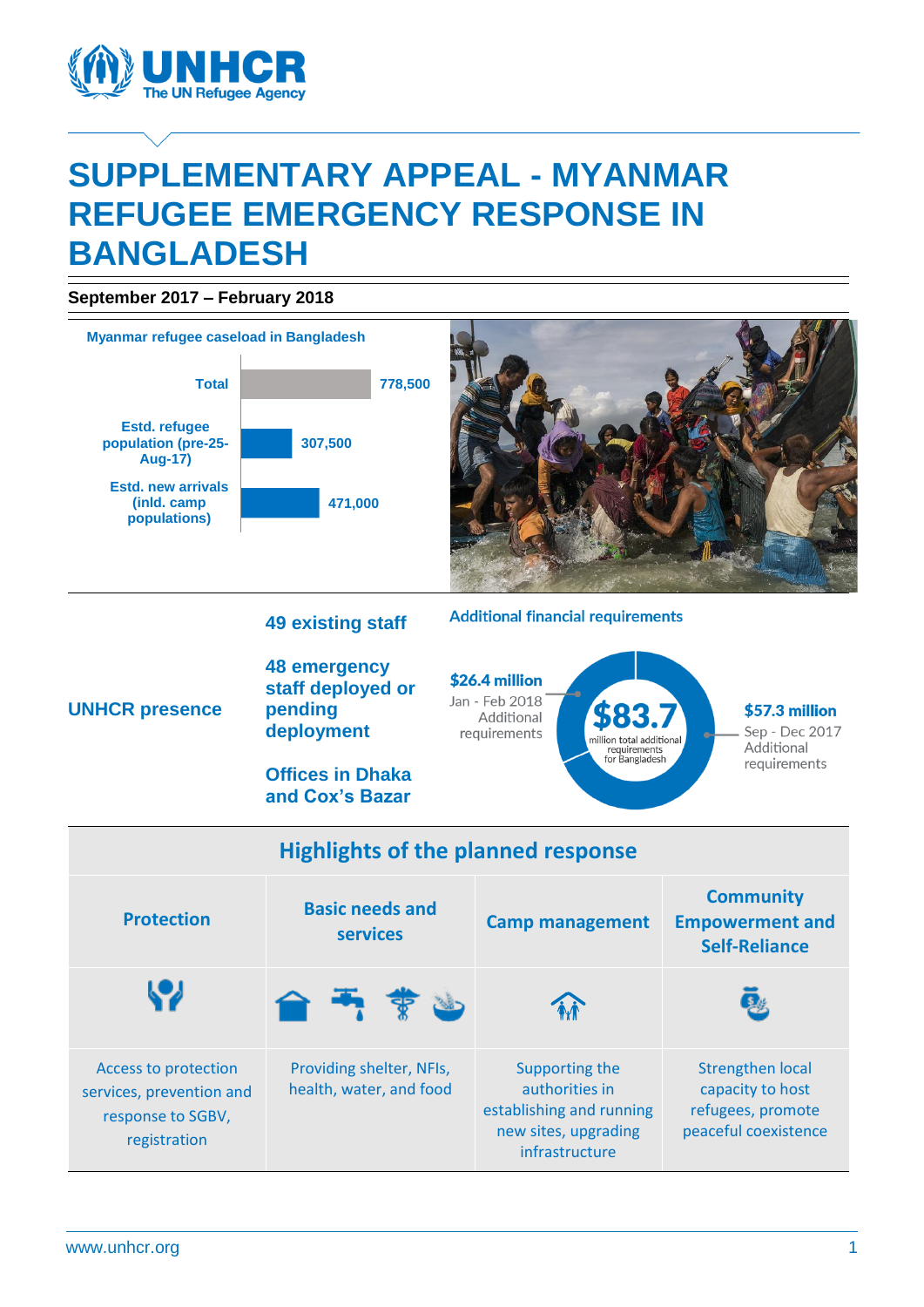# SUPPLEMENTARY APPEAL - MYANMAR REFUGEE EMERGENCY RESPONSE IN BANGLADESH

**September 2017 – February 2018**

**Myanmar refugee caseload in Bangladesh**

| Category | Number |
| --- | --- |
| Total | 778,500 |
| Estd. refugee population (pre-25-Aug-17) | 307,500 |
| Estd. new arrivals (inld. camp populations) | 471,000 |

**UNHCR presence**

- **49 existing staff**
- **48 emergency staff deployed or pending deployment**
- **Offices in Dhaka and Cox's Bazar**

**Additional financial requirements**

**$83.7** million total additional requirements for Bangladesh

- **$26.4 million** Jan - Feb 2018 Additional requirements
- **$57.3 million** Sep - Dec 2017 Additional requirements

## Highlights of the planned response

| Protection | Basic needs and services | Camp management | Community Empowerment and Self-Reliance |
| --- | --- | --- | --- |
| Access to protection services, prevention and response to SGBV, registration | Providing shelter, NFIs, health, water, and food | Supporting the authorities in establishing and running new sites, upgrading infrastructure | Strengthen local capacity to host refugees, promote peaceful coexistence |

www.unhcr.org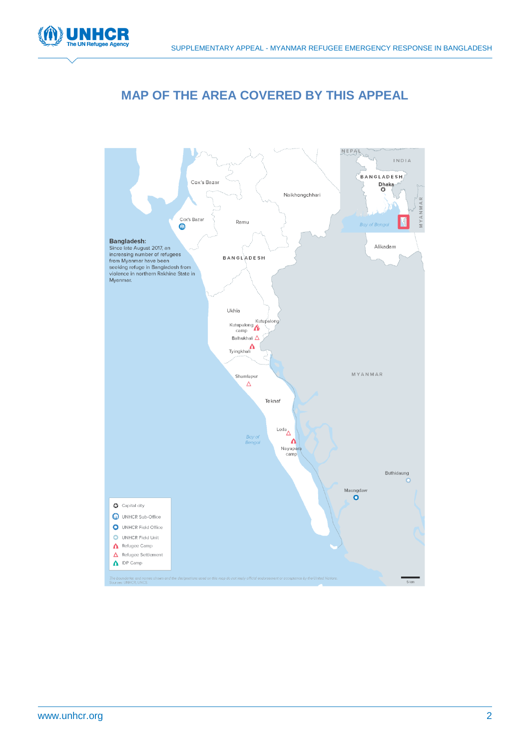# MAP OF THE AREA COVERED BY THIS APPEAL

**Bangladesh:**
Since late August 2017, an increasing number of refugees from Myanmar have been seeking refuge in Bangladesh from violence in northern Rakhine State in Myanmar.

Cox's Bazar
Naikhongchhari
Cox's Bazar
Ramu
BANGLADESH
Alikadam
Ukhia
Kutupalong
Kutupalong camp
Balhukhali
Tyingkhali
Shamlapur
MYANMAR
Teknaf
Leda
Bay of Bengal
Nayapara camp
Buthidaung
Maungdaw

NEPAL
INDIA
BANGLADESH
Dhaka
Bay of Bengal
MYANMAR

- Capital city
- UNHCR Sub-Office
- UNHCR Field Office
- UNHCR Field Unit
- Refugee Camp
- Refugee Settlement
- IDP Camp

5 km

*The boundaries and names shown and the designations used on this map do not imply official endorsement or acceptance by the United Nations.*
Sources: UNHCR, UNCS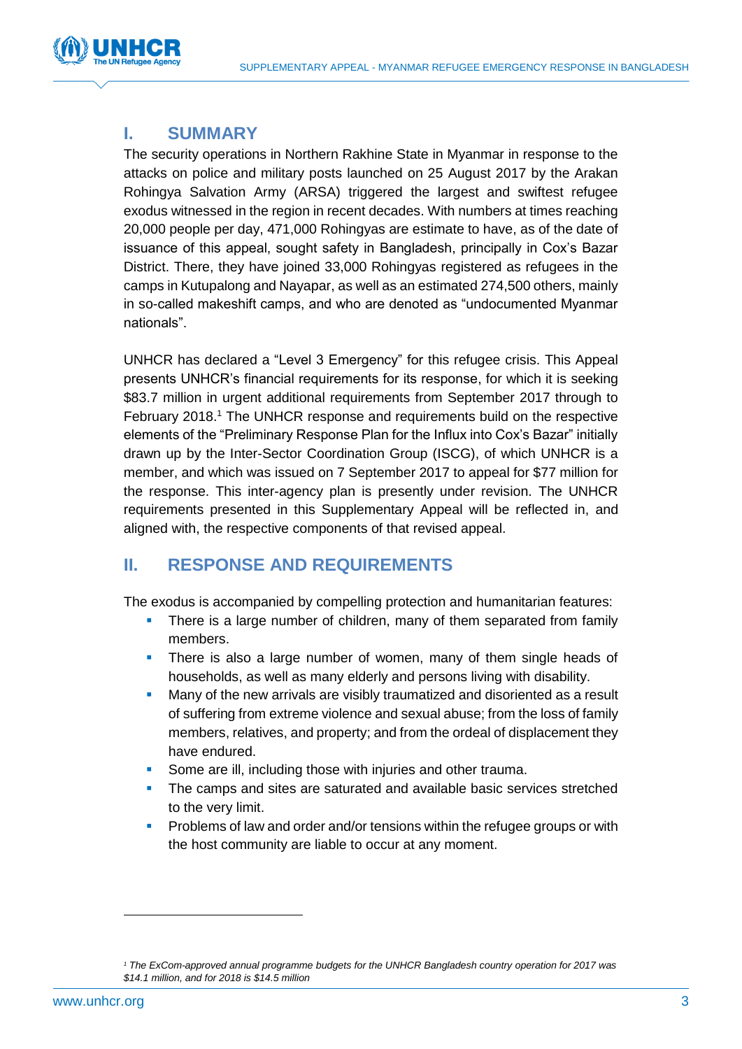## I. SUMMARY

The security operations in Northern Rakhine State in Myanmar in response to the attacks on police and military posts launched on 25 August 2017 by the Arakan Rohingya Salvation Army (ARSA) triggered the largest and swiftest refugee exodus witnessed in the region in recent decades. With numbers at times reaching 20,000 people per day, 471,000 Rohingyas are estimate to have, as of the date of issuance of this appeal, sought safety in Bangladesh, principally in Cox's Bazar District. There, they have joined 33,000 Rohingyas registered as refugees in the camps in Kutupalong and Nayapar, as well as an estimated 274,500 others, mainly in so-called makeshift camps, and who are denoted as "undocumented Myanmar nationals".

UNHCR has declared a "Level 3 Emergency" for this refugee crisis. This Appeal presents UNHCR's financial requirements for its response, for which it is seeking $83.7 million in urgent additional requirements from September 2017 through to February 2018.[1] The UNHCR response and requirements build on the respective elements of the "Preliminary Response Plan for the Influx into Cox's Bazar" initially drawn up by the Inter-Sector Coordination Group (ISCG), of which UNHCR is a member, and which was issued on 7 September 2017 to appeal for $77 million for the response. This inter-agency plan is presently under revision. The UNHCR requirements presented in this Supplementary Appeal will be reflected in, and aligned with, the respective components of that revised appeal.

## II. RESPONSE AND REQUIREMENTS

The exodus is accompanied by compelling protection and humanitarian features:

- There is a large number of children, many of them separated from family members.
- There is also a large number of women, many of them single heads of households, as well as many elderly and persons living with disability.
- Many of the new arrivals are visibly traumatized and disoriented as a result of suffering from extreme violence and sexual abuse; from the loss of family members, relatives, and property; and from the ordeal of displacement they have endured.
- Some are ill, including those with injuries and other trauma.
- The camps and sites are saturated and available basic services stretched to the very limit.
- Problems of law and order and/or tensions within the refugee groups or with the host community are liable to occur at any moment.

---

[1] *The ExCom-approved annual programme budgets for the UNHCR Bangladesh country operation for 2017 was $14.1 million, and for 2018 is $14.5 million*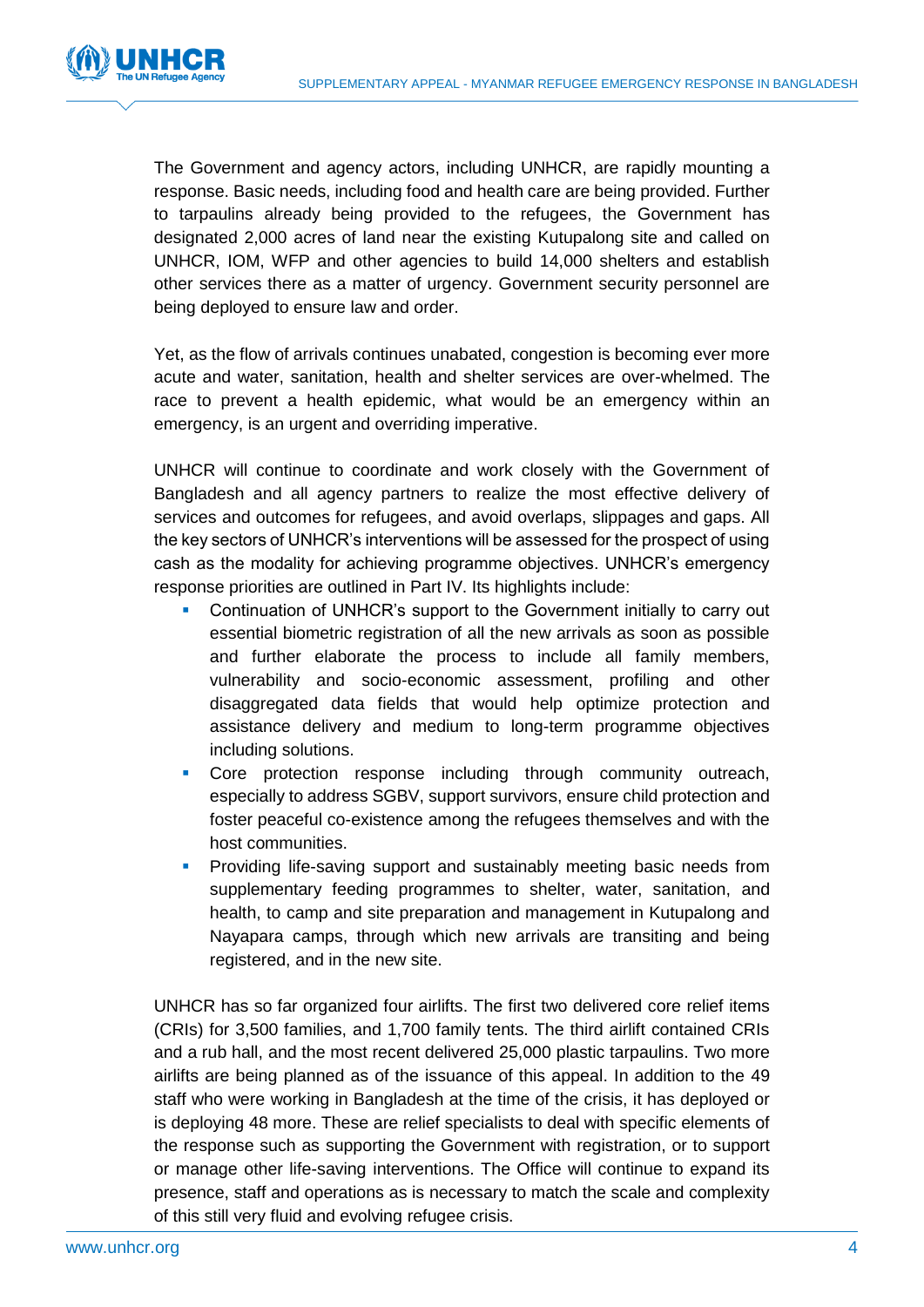The Government and agency actors, including UNHCR, are rapidly mounting a response. Basic needs, including food and health care are being provided. Further to tarpaulins already being provided to the refugees, the Government has designated 2,000 acres of land near the existing Kutupalong site and called on UNHCR, IOM, WFP and other agencies to build 14,000 shelters and establish other services there as a matter of urgency. Government security personnel are being deployed to ensure law and order.

Yet, as the flow of arrivals continues unabated, congestion is becoming ever more acute and water, sanitation, health and shelter services are over-whelmed. The race to prevent a health epidemic, what would be an emergency within an emergency, is an urgent and overriding imperative.

UNHCR will continue to coordinate and work closely with the Government of Bangladesh and all agency partners to realize the most effective delivery of services and outcomes for refugees, and avoid overlaps, slippages and gaps. All the key sectors of UNHCR's interventions will be assessed for the prospect of using cash as the modality for achieving programme objectives. UNHCR's emergency response priorities are outlined in Part IV. Its highlights include:

- Continuation of UNHCR's support to the Government initially to carry out essential biometric registration of all the new arrivals as soon as possible and further elaborate the process to include all family members, vulnerability and socio-economic assessment, profiling and other disaggregated data fields that would help optimize protection and assistance delivery and medium to long-term programme objectives including solutions.
- Core protection response including through community outreach, especially to address SGBV, support survivors, ensure child protection and foster peaceful co-existence among the refugees themselves and with the host communities.
- Providing life-saving support and sustainably meeting basic needs from supplementary feeding programmes to shelter, water, sanitation, and health, to camp and site preparation and management in Kutupalong and Nayapara camps, through which new arrivals are transiting and being registered, and in the new site.

UNHCR has so far organized four airlifts. The first two delivered core relief items (CRIs) for 3,500 families, and 1,700 family tents. The third airlift contained CRIs and a rub hall, and the most recent delivered 25,000 plastic tarpaulins. Two more airlifts are being planned as of the issuance of this appeal. In addition to the 49 staff who were working in Bangladesh at the time of the crisis, it has deployed or is deploying 48 more. These are relief specialists to deal with specific elements of the response such as supporting the Government with registration, or to support or manage other life-saving interventions. The Office will continue to expand its presence, staff and operations as is necessary to match the scale and complexity of this still very fluid and evolving refugee crisis.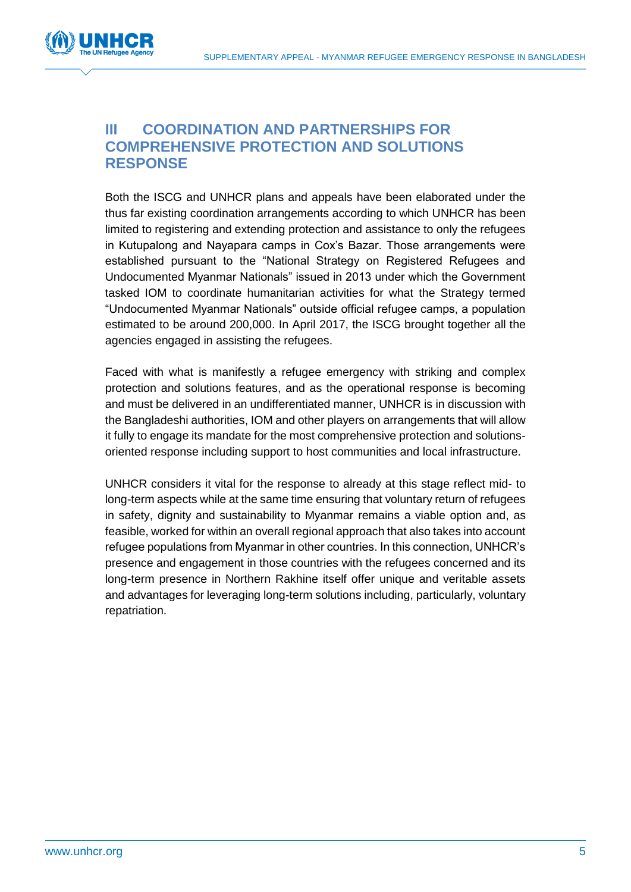## III COORDINATION AND PARTNERSHIPS FOR COMPREHENSIVE PROTECTION AND SOLUTIONS RESPONSE

Both the ISCG and UNHCR plans and appeals have been elaborated under the thus far existing coordination arrangements according to which UNHCR has been limited to registering and extending protection and assistance to only the refugees in Kutupalong and Nayapara camps in Cox's Bazar. Those arrangements were established pursuant to the "National Strategy on Registered Refugees and Undocumented Myanmar Nationals" issued in 2013 under which the Government tasked IOM to coordinate humanitarian activities for what the Strategy termed "Undocumented Myanmar Nationals" outside official refugee camps, a population estimated to be around 200,000. In April 2017, the ISCG brought together all the agencies engaged in assisting the refugees.

Faced with what is manifestly a refugee emergency with striking and complex protection and solutions features, and as the operational response is becoming and must be delivered in an undifferentiated manner, UNHCR is in discussion with the Bangladeshi authorities, IOM and other players on arrangements that will allow it fully to engage its mandate for the most comprehensive protection and solutions-oriented response including support to host communities and local infrastructure.

UNHCR considers it vital for the response to already at this stage reflect mid- to long-term aspects while at the same time ensuring that voluntary return of refugees in safety, dignity and sustainability to Myanmar remains a viable option and, as feasible, worked for within an overall regional approach that also takes into account refugee populations from Myanmar in other countries. In this connection, UNHCR's presence and engagement in those countries with the refugees concerned and its long-term presence in Northern Rakhine itself offer unique and veritable assets and advantages for leveraging long-term solutions including, particularly, voluntary repatriation.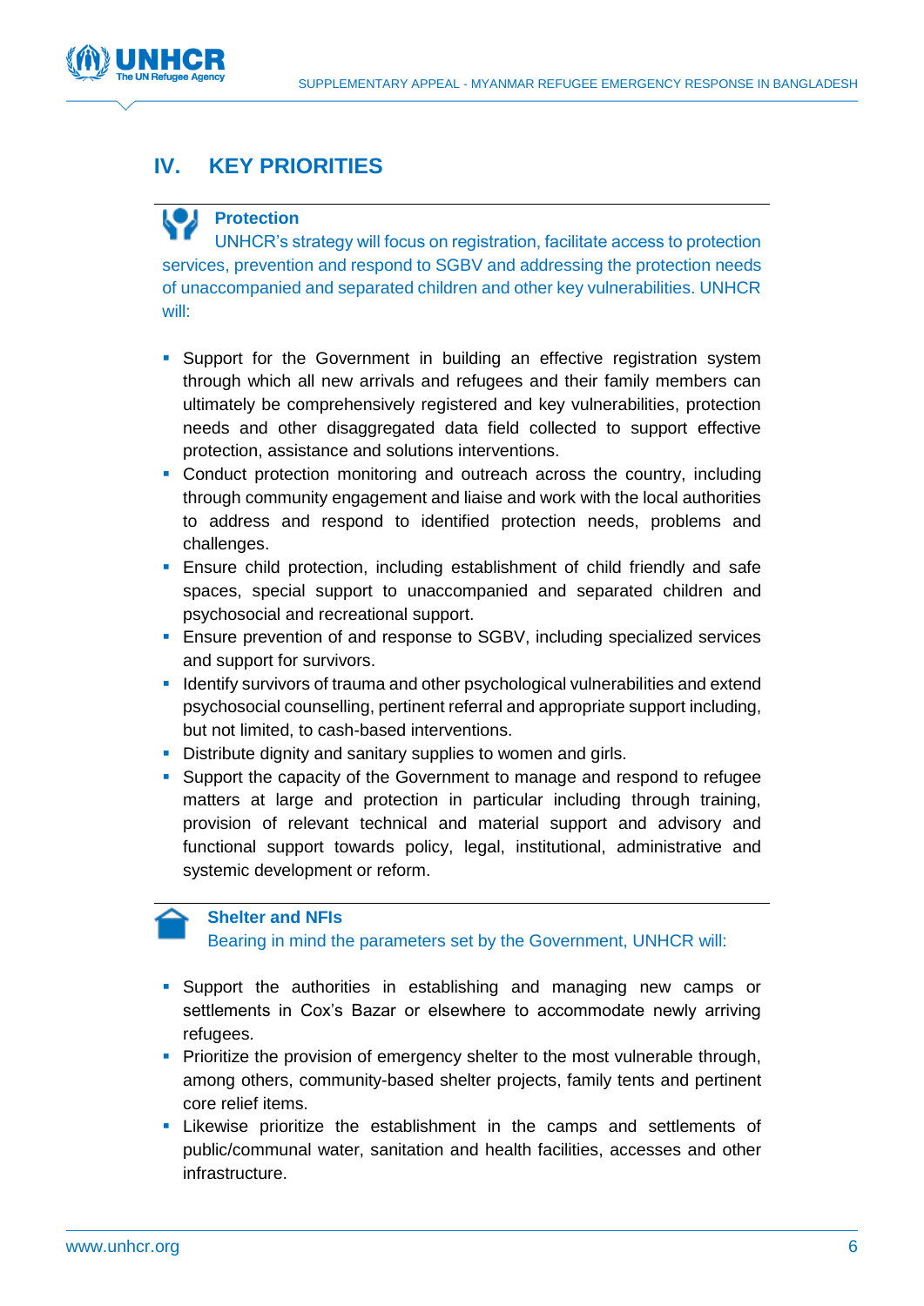## IV. KEY PRIORITIES

### Protection

UNHCR's strategy will focus on registration, facilitate access to protection services, prevention and respond to SGBV and addressing the protection needs of unaccompanied and separated children and other key vulnerabilities. UNHCR will:

- Support for the Government in building an effective registration system through which all new arrivals and refugees and their family members can ultimately be comprehensively registered and key vulnerabilities, protection needs and other disaggregated data field collected to support effective protection, assistance and solutions interventions.
- Conduct protection monitoring and outreach across the country, including through community engagement and liaise and work with the local authorities to address and respond to identified protection needs, problems and challenges.
- Ensure child protection, including establishment of child friendly and safe spaces, special support to unaccompanied and separated children and psychosocial and recreational support.
- Ensure prevention of and response to SGBV, including specialized services and support for survivors.
- Identify survivors of trauma and other psychological vulnerabilities and extend psychosocial counselling, pertinent referral and appropriate support including, but not limited, to cash-based interventions.
- Distribute dignity and sanitary supplies to women and girls.
- Support the capacity of the Government to manage and respond to refugee matters at large and protection in particular including through training, provision of relevant technical and material support and advisory and functional support towards policy, legal, institutional, administrative and systemic development or reform.

### Shelter and NFIs

Bearing in mind the parameters set by the Government, UNHCR will:

- Support the authorities in establishing and managing new camps or settlements in Cox's Bazar or elsewhere to accommodate newly arriving refugees.
- Prioritize the provision of emergency shelter to the most vulnerable through, among others, community-based shelter projects, family tents and pertinent core relief items.
- Likewise prioritize the establishment in the camps and settlements of public/communal water, sanitation and health facilities, accesses and other infrastructure.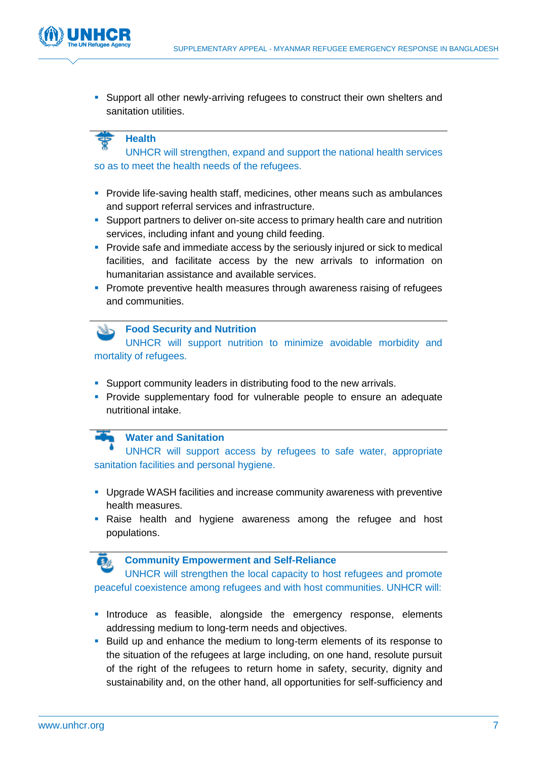- Support all other newly-arriving refugees to construct their own shelters and sanitation utilities.

### Health

UNHCR will strengthen, expand and support the national health services so as to meet the health needs of the refugees.

- Provide life-saving health staff, medicines, other means such as ambulances and support referral services and infrastructure.
- Support partners to deliver on-site access to primary health care and nutrition services, including infant and young child feeding.
- Provide safe and immediate access by the seriously injured or sick to medical facilities, and facilitate access by the new arrivals to information on humanitarian assistance and available services.
- Promote preventive health measures through awareness raising of refugees and communities.

### Food Security and Nutrition

UNHCR will support nutrition to minimize avoidable morbidity and mortality of refugees.

- Support community leaders in distributing food to the new arrivals.
- Provide supplementary food for vulnerable people to ensure an adequate nutritional intake.

### Water and Sanitation

UNHCR will support access by refugees to safe water, appropriate sanitation facilities and personal hygiene.

- Upgrade WASH facilities and increase community awareness with preventive health measures.
- Raise health and hygiene awareness among the refugee and host populations.

### Community Empowerment and Self-Reliance

UNHCR will strengthen the local capacity to host refugees and promote peaceful coexistence among refugees and with host communities. UNHCR will:

- Introduce as feasible, alongside the emergency response, elements addressing medium to long-term needs and objectives.
- Build up and enhance the medium to long-term elements of its response to the situation of the refugees at large including, on one hand, resolute pursuit of the right of the refugees to return home in safety, security, dignity and sustainability and, on the other hand, all opportunities for self-sufficiency and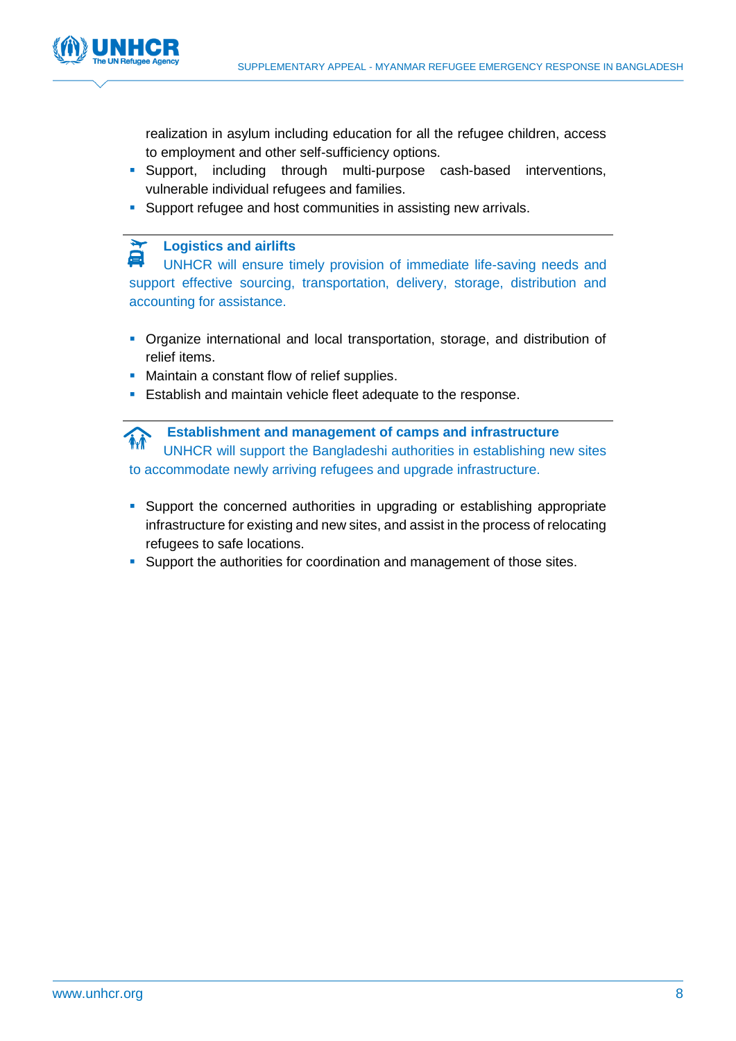realization in asylum including education for all the refugee children, access to employment and other self-sufficiency options.

- Support, including through multi-purpose cash-based interventions, vulnerable individual refugees and families.
- Support refugee and host communities in assisting new arrivals.

### Logistics and airlifts

UNHCR will ensure timely provision of immediate life-saving needs and support effective sourcing, transportation, delivery, storage, distribution and accounting for assistance.

- Organize international and local transportation, storage, and distribution of relief items.
- Maintain a constant flow of relief supplies.
- Establish and maintain vehicle fleet adequate to the response.

### Establishment and management of camps and infrastructure

UNHCR will support the Bangladeshi authorities in establishing new sites to accommodate newly arriving refugees and upgrade infrastructure.

- Support the concerned authorities in upgrading or establishing appropriate infrastructure for existing and new sites, and assist in the process of relocating refugees to safe locations.
- Support the authorities for coordination and management of those sites.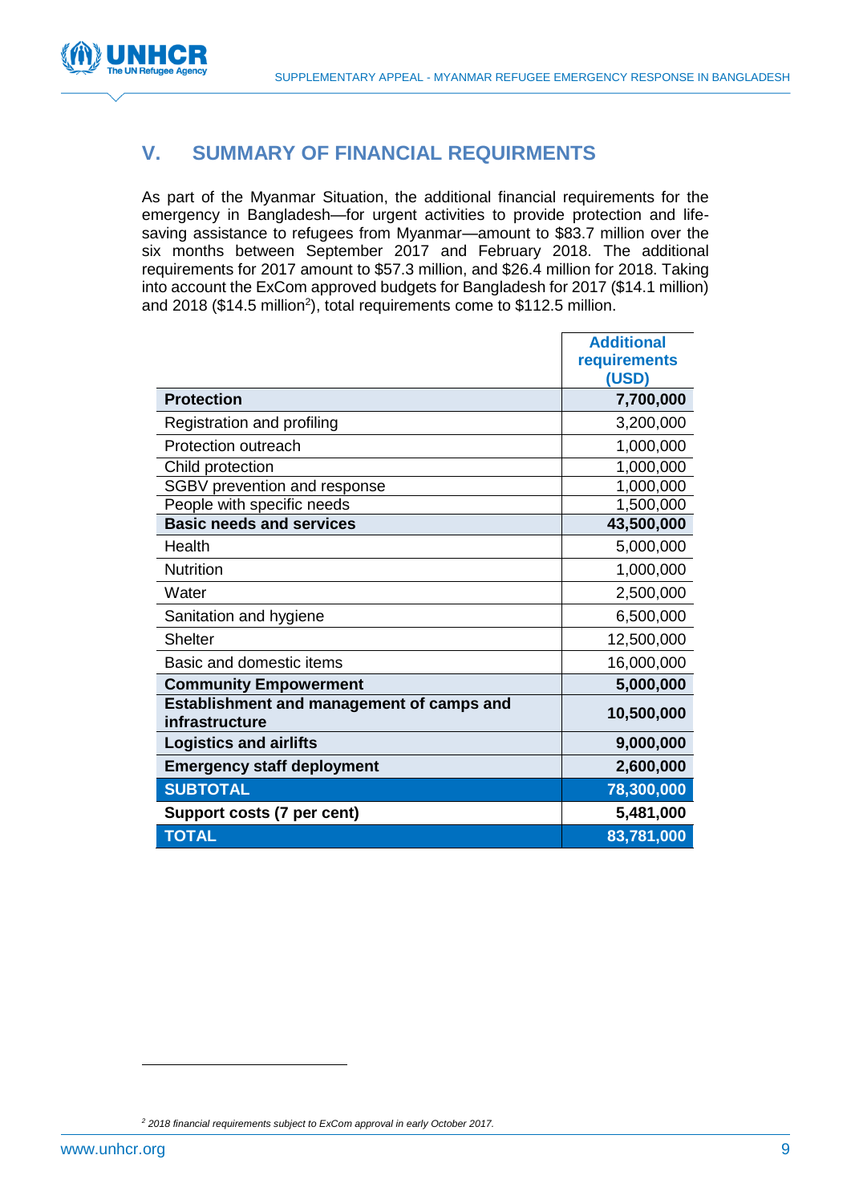## V. SUMMARY OF FINANCIAL REQUIRMENTS

As part of the Myanmar Situation, the additional financial requirements for the emergency in Bangladesh—for urgent activities to provide protection and life-saving assistance to refugees from Myanmar—amount to $83.7 million over the six months between September 2017 and February 2018. The additional requirements for 2017 amount to $57.3 million, and $26.4 million for 2018. Taking into account the ExCom approved budgets for Bangladesh for 2017 ($14.1 million) and 2018 ($14.5 million[2]), total requirements come to $112.5 million.

| | Additional requirements (USD) |
|---|---|
| **Protection** | **7,700,000** |
| Registration and profiling | 3,200,000 |
| Protection outreach | 1,000,000 |
| Child protection | 1,000,000 |
| SGBV prevention and response | 1,000,000 |
| People with specific needs | 1,500,000 |
| **Basic needs and services** | **43,500,000** |
| Health | 5,000,000 |
| Nutrition | 1,000,000 |
| Water | 2,500,000 |
| Sanitation and hygiene | 6,500,000 |
| Shelter | 12,500,000 |
| Basic and domestic items | 16,000,000 |
| **Community Empowerment** | **5,000,000** |
| **Establishment and management of camps and infrastructure** | **10,500,000** |
| **Logistics and airlifts** | **9,000,000** |
| **Emergency staff deployment** | **2,600,000** |
| **SUBTOTAL** | **78,300,000** |
| **Support costs (7 per cent)** | **5,481,000** |
| **TOTAL** | **83,781,000** |

[2] *2018 financial requirements subject to ExCom approval in early October 2017.*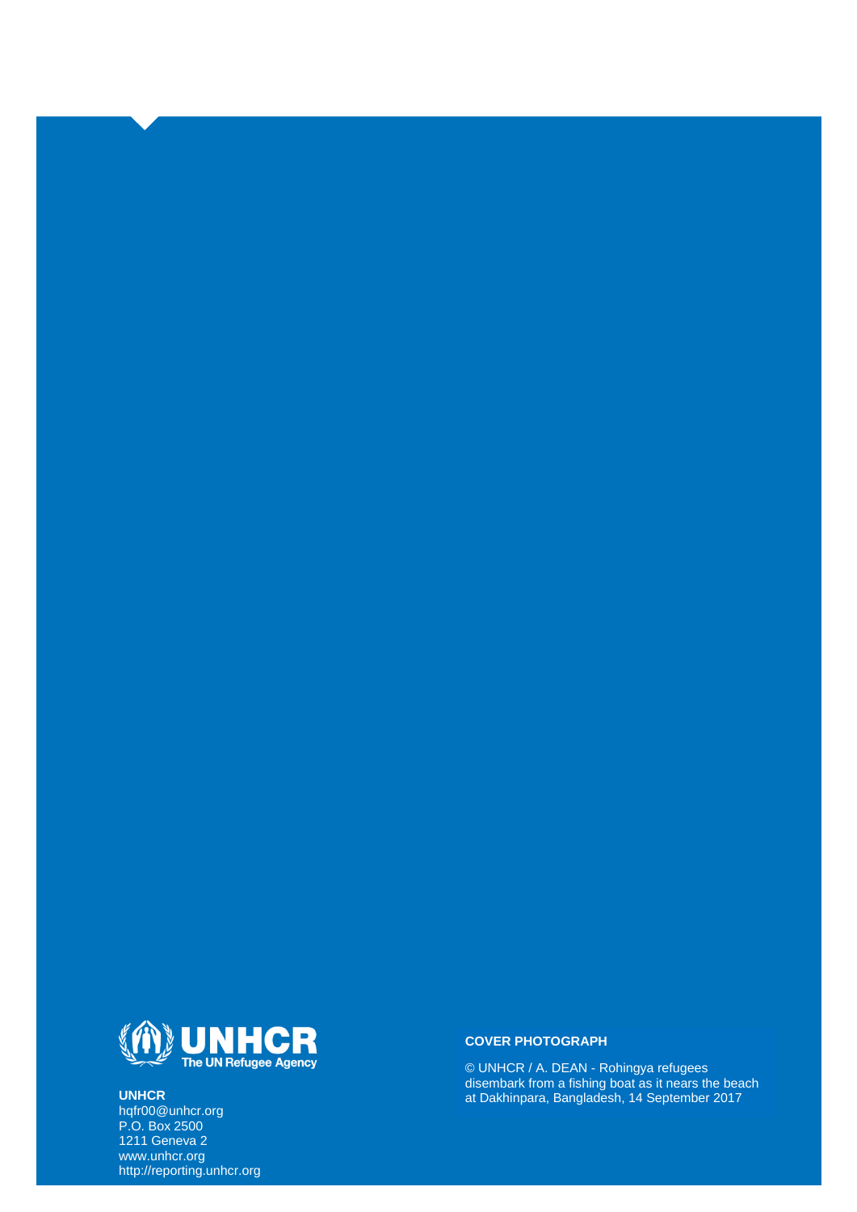UNHCR
The UN Refugee Agency

**UNHCR**
hqfr00@unhcr.org
P.O. Box 2500
1211 Geneva 2
www.unhcr.org
http://reporting.unhcr.org

**COVER PHOTOGRAPH**

© UNHCR / A. DEAN - Rohingya refugees disembark from a fishing boat as it nears the beach at Dakhinpara, Bangladesh, 14 September 2017